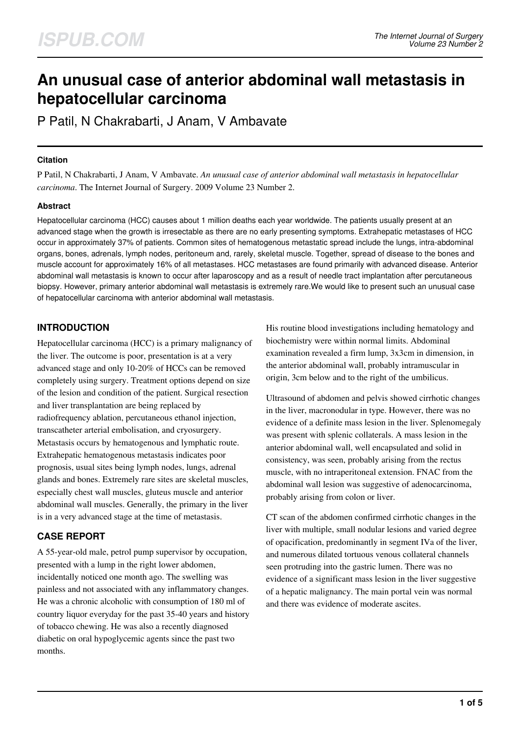# An unusual case of anterior abdominal wall metastasis in hepatocellular carcinoma

P Patil, N Chakrabarti, J Anam, V Ambavate

### Citation

P Patil, N Chakrabarti, J Anam, V Ambavate. *An unusual case of anterior abdominal wall metastasis in hepatocellular carcinoma*. The Internet Journal of Surgery. 2009 Volume 23 Number 2.

### Abstract

Hepatocellular carcinoma (HCC) causes about 1 million deaths each year worldwide. The patients usually present at an advanced stage when the growth is irresectable as there are no early presenting symptoms. Extrahepatic metastases of HCC occur in approximately 37% of patients. Common sites of hematogenous metastatic spread include the lungs, intra-abdominal organs, bones, adrenals, lymph nodes, peritoneum and, rarely, skeletal muscle. Together, spread of disease to the bones and muscle account for approximately 16% of all metastases. HCC metastases are found primarily with advanced disease. Anterior abdominal wall metastasis is known to occur after laparoscopy and as a result of needle tract implantation after percutaneous biopsy. However, primary anterior abdominal wall metastasis is extremely rare.We would like to present such an unusual case of hepatocellular carcinoma with anterior abdominal wall metastasis.

## INTRODUCTION

Hepatocellular carcinoma (HCC) is a primary malignancy of the liver. The outcome is poor, presentation is at a very advanced stage and only 10-20% of HCCs can be removed completely using surgery. Treatment options depend on size of the lesion and condition of the patient. Surgical resection and liver transplantation are being replaced by radiofrequency ablation, percutaneous ethanol injection, transcatheter arterial embolisation, and cryosurgery. Metastasis occurs by hematogenous and lymphatic route. Extrahepatic hematogenous metastasis indicates poor prognosis, usual sites being lymph nodes, lungs, adrenal glands and bones. Extremely rare sites are skeletal muscles, especially chest wall muscles, gluteus muscle and anterior abdominal wall muscles. Generally, the primary in the liver is in a very advanced stage at the time of metastasis.

## CASE REPORT

A 55-year-old male, petrol pump supervisor by occupation, presented with a lump in the right lower abdomen, incidentally noticed one month ago. The swelling was painless and not associated with any inflammatory changes. He was a chronic alcoholic with consumption of 180 ml of country liquor everyday for the past 35-40 years and history of tobacco chewing. He was also a recently diagnosed diabetic on oral hypoglycemic agents since the past two months.

His routine blood investigations including hematology and biochemistry were within normal limits. Abdominal examination revealed a firm lump, 3x3cm in dimension, in the anterior abdominal wall, probably intramuscular in origin, 3cm below and to the right of the umbilicus.

Ultrasound of abdomen and pelvis showed cirrhotic changes in the liver, macronodular in type. However, there was no evidence of a definite mass lesion in the liver. Splenomegaly was present with splenic collaterals. A mass lesion in the anterior abdominal wall, well encapsulated and solid in consistency, was seen, probably arising from the rectus muscle, with no intraperitoneal extension. FNAC from the abdominal wall lesion was suggestive of adenocarcinoma, probably arising from colon or liver.

CT scan of the abdomen confirmed cirrhotic changes in the liver with multiple, small nodular lesions and varied degree of opacification, predominantly in segment IVa of the liver, and numerous dilated tortuous venous collateral channels seen protruding into the gastric lumen. There was no evidence of a significant mass lesion in the liver suggestive of a hepatic malignancy. The main portal vein was normal and there was evidence of moderate ascites.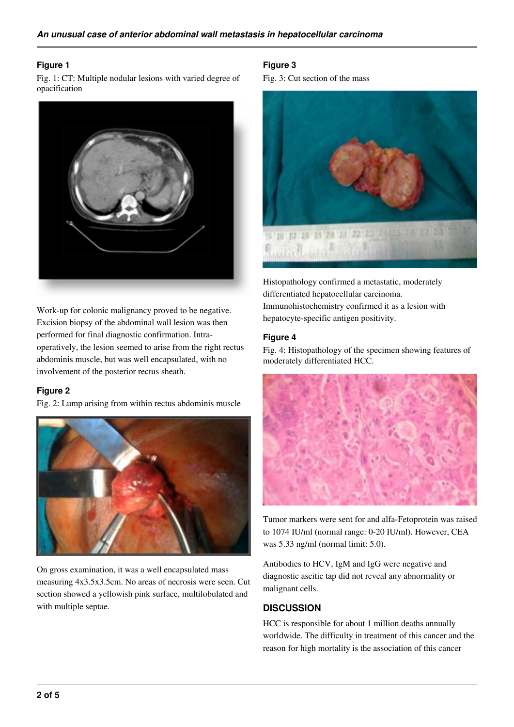### Figure 1

Fig. 1: CT: Multiple nodular lesions with varied degree of opacification

Work-up for colonic malignancy proved to be negative. Excision biopsy of the abdominal wall lesion was then performed for final diagnostic confirmation. Intra-operatively, the lesion seemed to arise from the right rectus abdominis muscle, but was well encapsulated, with no involvement of the posterior rectus sheath.

### Figure 2

Fig. 2: Lump arising from within rectus abdominis muscle

On gross examination, it was a well encapsulated mass measuring 4x3.5x3.5cm. No areas of necrosis were seen. Cut section showed a yellowish pink surface, multilobulated and with multiple septae.

### Figure 3

Fig. 3: Cut section of the mass

Histopathology confirmed a metastatic, moderately differentiated hepatocellular carcinoma. Immunohistochemistry confirmed it as a lesion with hepatocyte-specific antigen positivity.

### Figure 4

Fig. 4: Histopathology of the specimen showing features of moderately differentiated HCC.

Tumor markers were sent for and alfa-Fetoprotein was raised to 1074 IU/ml (normal range: 0-20 IU/ml). However, CEA was 5.33 ng/ml (normal limit: 5.0).

Antibodies to HCV, IgM and IgG were negative and diagnostic ascitic tap did not reveal any abnormality or malignant cells.

## DISCUSSION

HCC is responsible for about 1 million deaths annually worldwide. The difficulty in treatment of this cancer and the reason for high mortality is the association of this cancer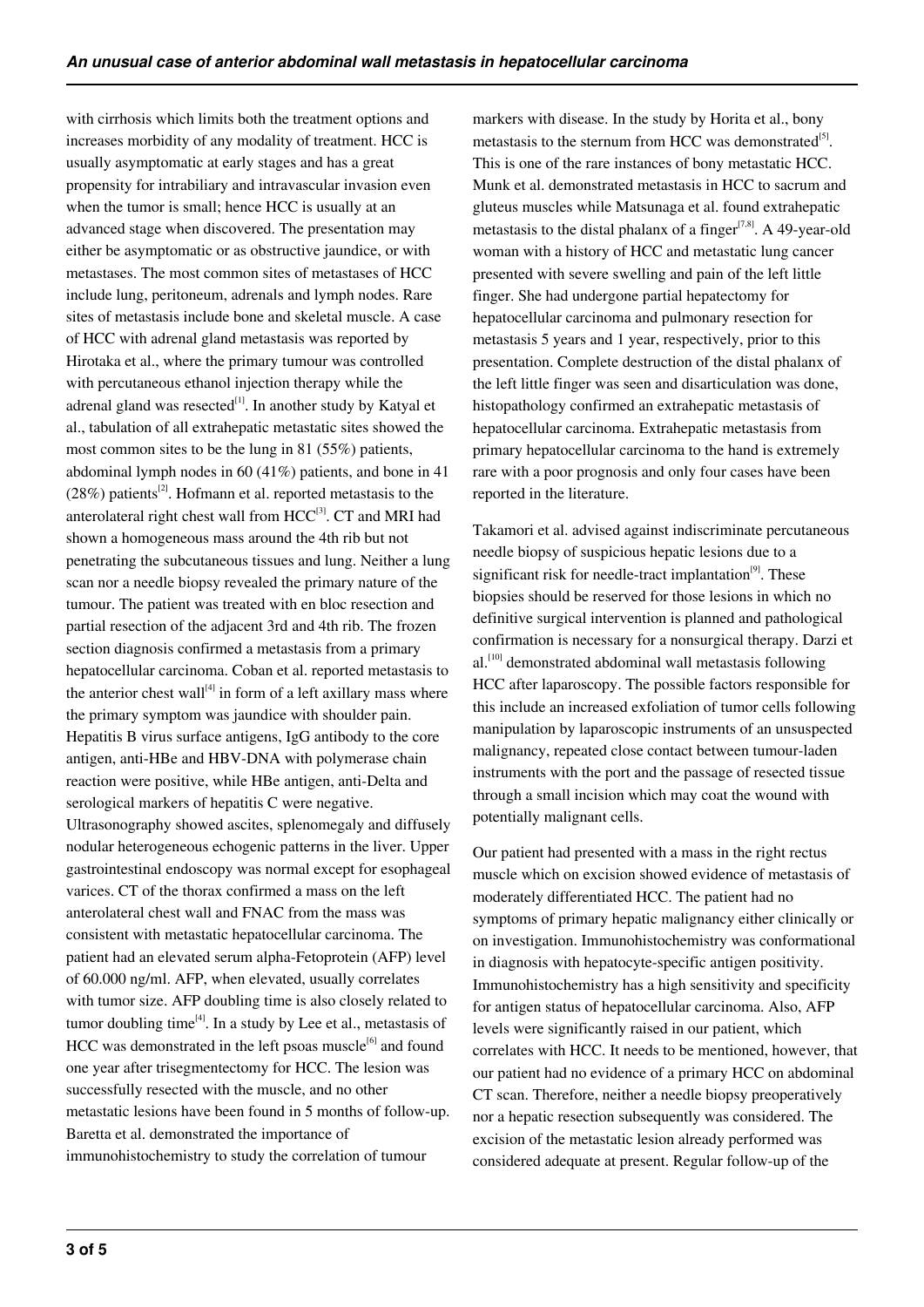with cirrhosis which limits both the treatment options and increases morbidity of any modality of treatment. HCC is usually asymptomatic at early stages and has a great propensity for intrabiliary and intravascular invasion even when the tumor is small; hence HCC is usually at an advanced stage when discovered. The presentation may either be asymptomatic or as obstructive jaundice, or with metastases. The most common sites of metastases of HCC include lung, peritoneum, adrenals and lymph nodes. Rare sites of metastasis include bone and skeletal muscle. A case of HCC with adrenal gland metastasis was reported by Hirotaka et al., where the primary tumour was controlled with percutaneous ethanol injection therapy while the adrenal gland was resected[1]. In another study by Katyal et al., tabulation of all extrahepatic metastatic sites showed the most common sites to be the lung in 81 (55%) patients, abdominal lymph nodes in 60 (41%) patients, and bone in 41 (28%) patients[2]. Hofmann et al. reported metastases to the anterolateral right chest wall from HCC[3]. CT and MRI had shown a homogeneous mass around the 4th rib but not penetrating the subcutaneous tissues and lung. Neither a lung scan nor a needle biopsy revealed the primary nature of the tumour. The patient was treated with en bloc resection and partial resection of the adjacent 3rd and 4th rib. The frozen section diagnosis confirmed a metastasis from a primary hepatocellular carcinoma. Coban et al. reported metastasis to the anterior chest wall[4] in form of a left axillary mass where the primary symptom was jaundice with shoulder pain. Hepatitis B virus surface antigens, IgG antibody to the core antigen, anti-HBe and HBV-DNA with polymerase chain reaction were positive, while HBe antigen, anti-Delta and serological markers of hepatitis C were negative. Ultrasonography showed ascites, splenomegaly and diffusely nodular heterogeneous echogenic patterns in the liver. Upper gastrointestinal endoscopy was normal except for esophageal varices. CT of the thorax confirmed a mass on the left anterolateral chest wall and FNAC from the mass was consistent with metastatic hepatocellular carcinoma. The patient had an elevated serum alpha-Fetoprotein (AFP) level of 60.000 ng/ml. AFP, when elevated, usually correlates with tumor size. AFP doubling time is also closely related to tumor doubling time[4]. In a study by Lee et al., metastasis of HCC was demonstrated in the left psoas muscle[6] and found one year after trisegmentectomy for HCC. The lesion was successfully resected with the muscle, and no other metastatic lesions have been found in 5 months of follow-up. Baretta et al. demonstrated the importance of immunohistochemistry to study the correlation of tumour markers with disease. In the study by Horita et al., bony metastasis to the sternum from HCC was demonstrated[5]. This is one of the rare instances of bony metastatic HCC. Munk et al. demonstrated metastasis in HCC to sacrum and gluteus muscles while Matsunaga et al. found extrahepatic metastasis to the distal phalanx of a finger[7,8]. A 49-year-old woman with a history of HCC and metastatic lung cancer presented with severe swelling and pain of the left little finger. She had undergone partial hepatectomy for hepatocellular carcinoma and pulmonary resection for metastasis 5 years and 1 year, respectively, prior to this presentation. Complete destruction of the distal phalanx of the left little finger was seen and disarticulation was done, histopathology confirmed an extrahepatic metastasis of hepatocellular carcinoma. Extrahepatic metastasis from primary hepatocellular carcinoma to the hand is extremely rare with a poor prognosis and only four cases have been reported in the literature.

Takamori et al. advised against indiscriminate percutaneous needle biopsy of suspicious hepatic lesions due to a significant risk for needle-tract implantation[9]. These biopsies should be reserved for those lesions in which no definitive surgical intervention is planned and pathological confirmation is necessary for a nonsurgical therapy. Darzi et al.[10] demonstrated abdominal wall metastasis following HCC after laparoscopy. The possible factors responsible for this include an increased exfoliation of tumor cells following manipulation by laparoscopic instruments of an unsuspected malignancy, repeated close contact between tumour-laden instruments with the port and the passage of resected tissue through a small incision which may coat the wound with potentially malignant cells.

Our patient had presented with a mass in the right rectus muscle which on excision showed evidence of metastasis of moderately differentiated HCC. The patient had no symptoms of primary hepatic malignancy either clinically or on investigation. Immunohistochemistry was conformational in diagnosis with hepatocyte-specific antigen positivity. Immunohistochemistry has a high sensitivity and specificity for antigen status of hepatocellular carcinoma. Also, AFP levels were significantly raised in our patient, which correlates with HCC. It needs to be mentioned, however, that our patient had no evidence of a primary HCC on abdominal CT scan. Therefore, neither a needle biopsy preoperatively nor a hepatic resection subsequently was considered. The excision of the metastatic lesion already performed was considered adequate at present. Regular follow-up of the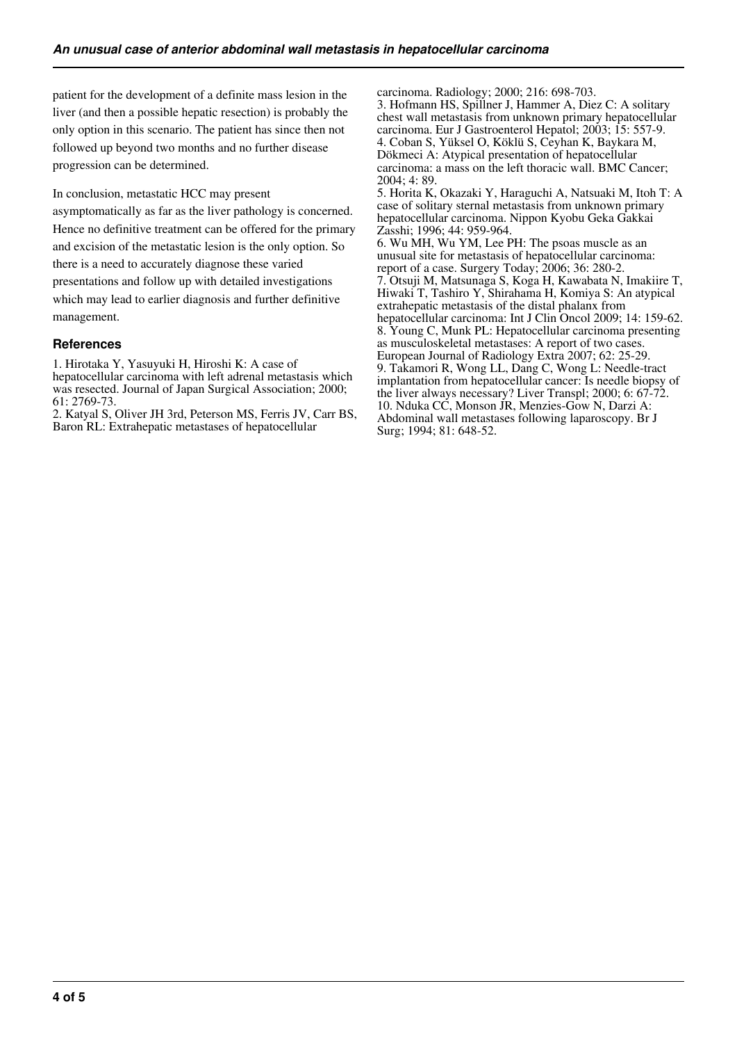patient for the development of a definite mass lesion in the liver (and then a possible hepatic resection) is probably the only option in this scenario. The patient has since then not followed up beyond two months and no further disease progression can be determined.

In conclusion, metastatic HCC may present asymptomatically as far as the liver pathology is concerned. Hence no definitive treatment can be offered for the primary and excision of the metastatic lesion is the only option. So there is a need to accurately diagnose these varied presentations and follow up with detailed investigations which may lead to earlier diagnosis and further definitive management.

## References

1. Hirotaka Y, Yasuyuki H, Hiroshi K: A case of hepatocellular carcinoma with left adrenal metastasis which was resected. Journal of Japan Surgical Association; 2000; 61: 2769-73.
2. Katyal S, Oliver JH 3rd, Peterson MS, Ferris JV, Carr BS, Baron RL: Extrahepatic metastases of hepatocellular carcinoma. Radiology; 2000; 216: 698-703.
3. Hofmann HS, Spillner J, Hammer A, Diez C: A solitary chest wall metastasis from unknown primary hepatocellular carcinoma. Eur J Gastroenterol Hepatol; 2003; 15: 557-9.
4. Coban S, Yüksel O, Köklü S, Ceyhan K, Baykara M, Dökmeci A: Atypical presentation of hepatocellular carcinoma: a mass on the left thoracic wall. BMC Cancer; 2004; 4: 89.
5. Horita K, Okazaki Y, Haraguchi A, Natsuaki M, Itoh T: A case of solitary sternal metastasis from unknown primary hepatocellular carcinoma. Nippon Kyobu Geka Gakkai Zasshi; 1996; 44: 959-964.
6. Wu MH, Wu YM, Lee PH: The psoas muscle as an unusual site for metastasis of hepatocellular carcinoma: report of a case. Surgery Today; 2006; 36: 280-2.
7. Otsuji M, Matsunaga S, Koga H, Kawabata N, Imakiire T, Hiwaki T, Tashiro Y, Shirahama H, Komiya S: An atypical extrahepatic metastasis of the distal phalanx from hepatocellular carcinoma: Int J Clin Oncol 2009; 14: 159-62.
8. Young C, Munk PL: Hepatocellular carcinoma presenting as musculoskeletal metastases: A report of two cases. European Journal of Radiology Extra 2007; 62: 25-29.
9. Takamori R, Wong LL, Dang C, Wong L: Needle-tract implantation from hepatocellular cancer: Is needle biopsy of the liver always necessary? Liver Transpl; 2000; 6: 67-72.
10. Nduka CC, Monson JR, Menzies-Gow N, Darzi A: Abdominal wall metastases following laparoscopy. Br J Surg; 1994; 81: 648-52.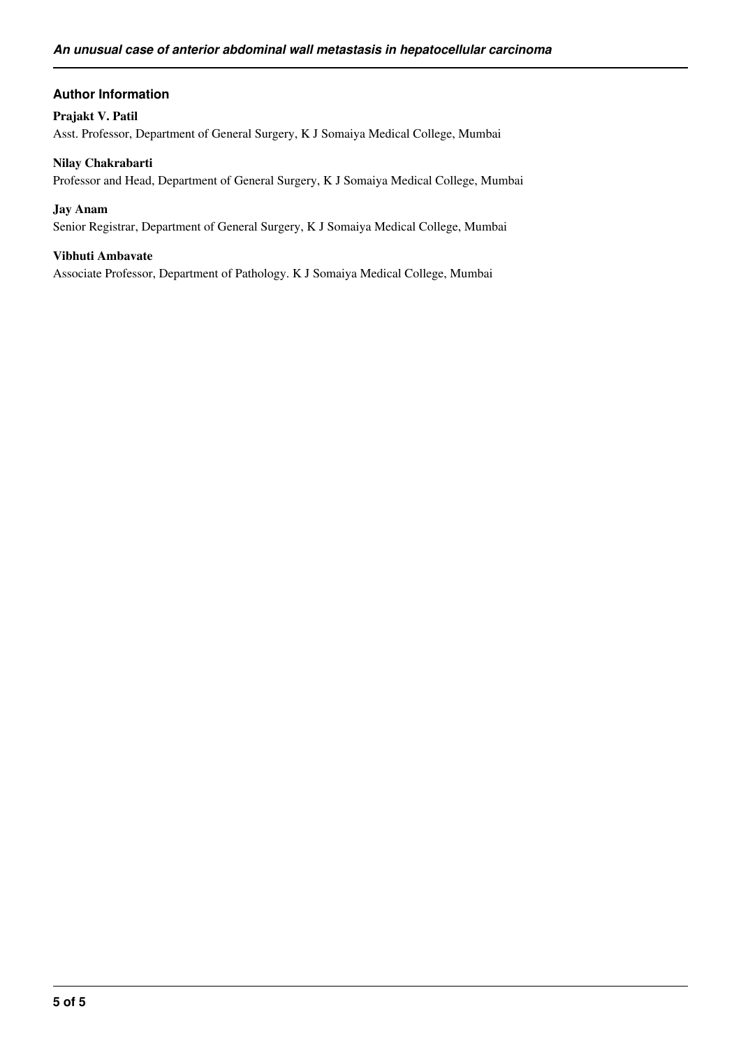## Author Information

**Prajakt V. Patil**
Asst. Professor, Department of General Surgery, K J Somaiya Medical College, Mumbai

**Nilay Chakrabarti**
Professor and Head, Department of General Surgery, K J Somaiya Medical College, Mumbai

**Jay Anam**
Senior Registrar, Department of General Surgery, K J Somaiya Medical College, Mumbai

**Vibhuti Ambavate**
Associate Professor, Department of Pathology. K J Somaiya Medical College, Mumbai